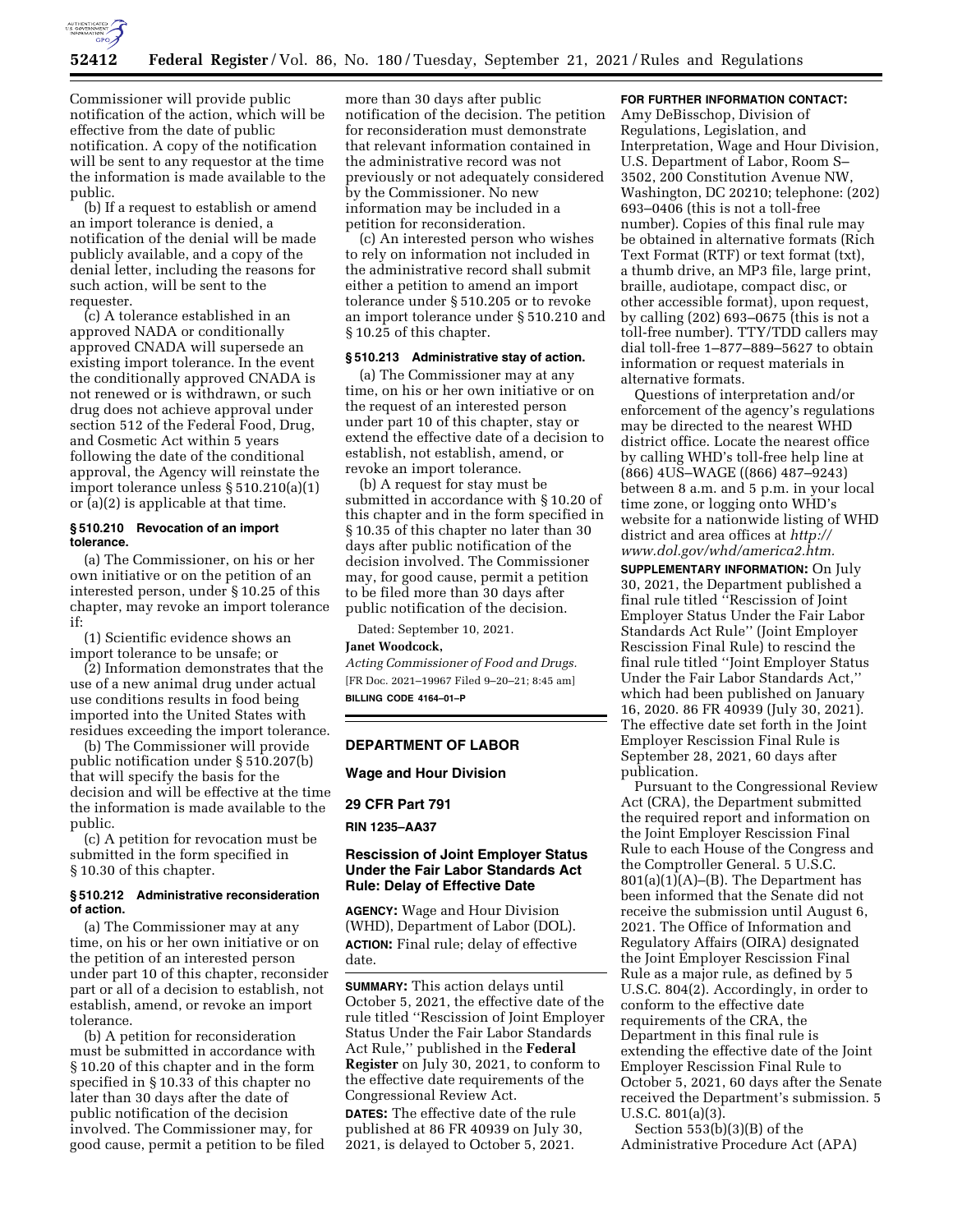Commissioner will provide public notification of the action, which will be effective from the date of public notification. A copy of the notification will be sent to any requestor at the time the information is made available to the public.

(b) If a request to establish or amend an import tolerance is denied, a notification of the denial will be made publicly available, and a copy of the denial letter, including the reasons for such action, will be sent to the requester.

(c) A tolerance established in an approved NADA or conditionally approved CNADA will supersede an existing import tolerance. In the event the conditionally approved CNADA is not renewed or is withdrawn, or such drug does not achieve approval under section 512 of the Federal Food, Drug, and Cosmetic Act within 5 years following the date of the conditional approval, the Agency will reinstate the import tolerance unless § 510.210(a)(1) or (a)(2) is applicable at that time.

**§ 510.210 Revocation of an import tolerance.**

(a) The Commissioner, on his or her own initiative or on the petition of an interested person, under § 10.25 of this chapter, may revoke an import tolerance if:

(1) Scientific evidence shows an import tolerance to be unsafe; or

(2) Information demonstrates that the use of a new animal drug under actual use conditions results in food being imported into the United States with residues exceeding the import tolerance.

(b) The Commissioner will provide public notification under § 510.207(b) that will specify the basis for the decision and will be effective at the time the information is made available to the public.

(c) A petition for revocation must be submitted in the form specified in § 10.30 of this chapter.

**§ 510.212 Administrative reconsideration of action.**

(a) The Commissioner may at any time, on his or her own initiative or on the petition of an interested person under part 10 of this chapter, reconsider part or all of a decision to establish, not establish, amend, or revoke an import tolerance.

(b) A petition for reconsideration must be submitted in accordance with § 10.20 of this chapter and in the form specified in § 10.33 of this chapter no later than 30 days after the date of public notification of the decision involved. The Commissioner may, for good cause, permit a petition to be filed more than 30 days after public notification of the decision. The petition for reconsideration must demonstrate that relevant information contained in the administrative record was not previously or not adequately considered by the Commissioner. No new information may be included in a petition for reconsideration.

(c) An interested person who wishes to rely on information not included in the administrative record shall submit either a petition to amend an import tolerance under § 510.205 or to revoke an import tolerance under § 510.210 and § 10.25 of this chapter.

**§ 510.213 Administrative stay of action.**

(a) The Commissioner may at any time, on his or her own initiative or on the request of an interested person under part 10 of this chapter, stay or extend the effective date of a decision to establish, not establish, amend, or revoke an import tolerance.

(b) A request for stay must be submitted in accordance with § 10.20 of this chapter and in the form specified in § 10.35 of this chapter no later than 30 days after public notification of the decision involved. The Commissioner may, for good cause, permit a petition to be filed more than 30 days after public notification of the decision.

Dated: September 10, 2021.

**Janet Woodcock,**

*Acting Commissioner of Food and Drugs.*

[FR Doc. 2021–19967 Filed 9–20–21; 8:45 am]

**BILLING CODE 4164–01–P**

## DEPARTMENT OF LABOR

### Wage and Hour Division

### 29 CFR Part 791

### RIN 1235–AA37

### Rescission of Joint Employer Status Under the Fair Labor Standards Act Rule: Delay of Effective Date

**AGENCY:** Wage and Hour Division (WHD), Department of Labor (DOL).

**ACTION:** Final rule; delay of effective date.

**SUMMARY:** This action delays until October 5, 2021, the effective date of the rule titled "Rescission of Joint Employer Status Under the Fair Labor Standards Act Rule," published in the **Federal Register** on July 30, 2021, to conform to the effective date requirements of the Congressional Review Act.

**DATES:** The effective date of the rule published at 86 FR 40939 on July 30, 2021, is delayed to October 5, 2021.

**FOR FURTHER INFORMATION CONTACT:** Amy DeBisschop, Division of Regulations, Legislation, and Interpretation, Wage and Hour Division, U.S. Department of Labor, Room S–3502, 200 Constitution Avenue NW, Washington, DC 20210; telephone: (202) 693–0406 (this is not a toll-free number). Copies of this final rule may be obtained in alternative formats (Rich Text Format (RTF) or text format (txt), a thumb drive, an MP3 file, large print, braille, audiotape, compact disc, or other accessible format), upon request, by calling (202) 693–0675 (this is not a toll-free number). TTY/TDD callers may dial toll-free 1–877–889–5627 to obtain information or request materials in alternative formats.

Questions of interpretation and/or enforcement of the agency's regulations may be directed to the nearest WHD district office. Locate the nearest office by calling WHD's toll-free help line at (866) 4US–WAGE ((866) 487–9243) between 8 a.m. and 5 p.m. in your local time zone, or logging onto WHD's website for a nationwide listing of WHD district and area offices at *http://www.dol.gov/whd/america2.htm.*

**SUPPLEMENTARY INFORMATION:** On July 30, 2021, the Department published a final rule titled "Rescission of Joint Employer Status Under the Fair Labor Standards Act Rule" (Joint Employer Rescission Final Rule) to rescind the final rule titled "Joint Employer Status Under the Fair Labor Standards Act," which had been published on January 16, 2020. 86 FR 40939 (July 30, 2021). The effective date set forth in the Joint Employer Rescission Final Rule is September 28, 2021, 60 days after publication.

Pursuant to the Congressional Review Act (CRA), the Department submitted the required report and information on the Joint Employer Rescission Final Rule to each House of the Congress and the Comptroller General. 5 U.S.C. 801(a)(1)(A)–(B). The Department has been informed that the Senate did not receive the submission until August 6, 2021. The Office of Information and Regulatory Affairs (OIRA) designated the Joint Employer Rescission Final Rule as a major rule, as defined by 5 U.S.C. 804(2). Accordingly, in order to conform to the effective date requirements of the CRA, the Department in this final rule is extending the effective date of the Joint Employer Rescission Final Rule to October 5, 2021, 60 days after the Senate received the Department's submission. 5 U.S.C. 801(a)(3).

Section 553(b)(3)(B) of the Administrative Procedure Act (APA)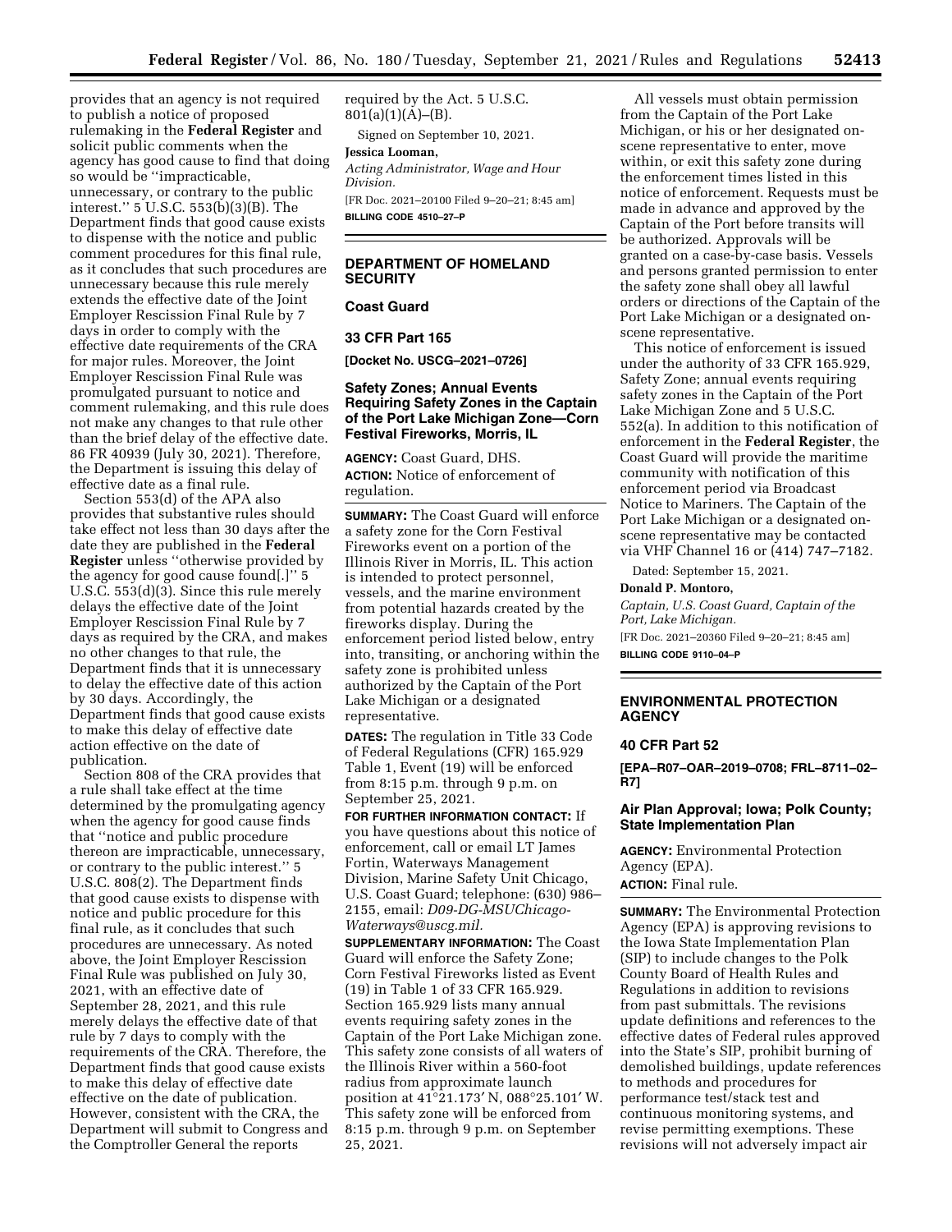provides that an agency is not required to publish a notice of proposed rulemaking in the **Federal Register** and solicit public comments when the agency has good cause to find that doing so would be ''impracticable, unnecessary, or contrary to the public interest.'' 5 U.S.C. 553(b)(3)(B). The Department finds that good cause exists to dispense with the notice and public comment procedures for this final rule, as it concludes that such procedures are unnecessary because this rule merely extends the effective date of the Joint Employer Rescission Final Rule by 7 days in order to comply with the effective date requirements of the CRA for major rules. Moreover, the Joint Employer Rescission Final Rule was promulgated pursuant to notice and comment rulemaking, and this rule does not make any changes to that rule other than the brief delay of the effective date. 86 FR 40939 (July 30, 2021). Therefore, the Department is issuing this delay of effective date as a final rule.

Section 553(d) of the APA also provides that substantive rules should take effect not less than 30 days after the date they are published in the **Federal Register** unless ''otherwise provided by the agency for good cause found[.]'' 5 U.S.C. 553(d)(3). Since this rule merely delays the effective date of the Joint Employer Rescission Final Rule by 7 days as required by the CRA, and makes no other changes to that rule, the Department finds that it is unnecessary to delay the effective date of this action by 30 days. Accordingly, the Department finds that good cause exists to make this delay of effective date action effective on the date of publication.

Section 808 of the CRA provides that a rule shall take effect at the time determined by the promulgating agency when the agency for good cause finds that ''notice and public procedure thereon are impracticable, unnecessary, or contrary to the public interest.'' 5 U.S.C. 808(2). The Department finds that good cause exists to dispense with notice and public procedure for this final rule, as it concludes that such procedures are unnecessary. As noted above, the Joint Employer Rescission Final Rule was published on July 30, 2021, with an effective date of September 28, 2021, and this rule merely delays the effective date of that rule by 7 days to comply with the requirements of the CRA. Therefore, the Department finds that good cause exists to make this delay of effective date effective on the date of publication. However, consistent with the CRA, the Department will submit to Congress and the Comptroller General the reports required by the Act. 5 U.S.C. 801(a)(1)(A)–(B).

Signed on September 10, 2021.

**Jessica Looman,**

*Acting Administrator, Wage and Hour Division.*

[FR Doc. 2021–20100 Filed 9–20–21; 8:45 am]

**BILLING CODE 4510–27–P**

---

## DEPARTMENT OF HOMELAND SECURITY

### Coast Guard

### 33 CFR Part 165

**[Docket No. USCG–2021–0726]**

### Safety Zones; Annual Events Requiring Safety Zones in the Captain of the Port Lake Michigan Zone—Corn Festival Fireworks, Morris, IL

**AGENCY:** Coast Guard, DHS.

**ACTION:** Notice of enforcement of regulation.

**SUMMARY:** The Coast Guard will enforce a safety zone for the Corn Festival Fireworks event on a portion of the Illinois River in Morris, IL. This action is intended to protect personnel, vessels, and the marine environment from potential hazards created by the fireworks display. During the enforcement period listed below, entry into, transiting, or anchoring within the safety zone is prohibited unless authorized by the Captain of the Port Lake Michigan or a designated representative.

**DATES:** The regulation in Title 33 Code of Federal Regulations (CFR) 165.929 Table 1, Event (19) will be enforced from 8:15 p.m. through 9 p.m. on September 25, 2021.

**FOR FURTHER INFORMATION CONTACT:** If you have questions about this notice of enforcement, call or email LT James Fortin, Waterways Management Division, Marine Safety Unit Chicago, U.S. Coast Guard; telephone: (630) 986–2155, email: *D09-DG-MSUChicago-Waterways@uscg.mil.*

**SUPPLEMENTARY INFORMATION:** The Coast Guard will enforce the Safety Zone; Corn Festival Fireworks listed as Event (19) in Table 1 of 33 CFR 165.929. Section 165.929 lists many annual events requiring safety zones in the Captain of the Port Lake Michigan zone. This safety zone consists of all waters of the Illinois River within a 560-foot radius from approximate launch position at 41°21.173′ N, 088°25.101′ W. This safety zone will be enforced from 8:15 p.m. through 9 p.m. on September 25, 2021.

All vessels must obtain permission from the Captain of the Port Lake Michigan, or his or her designated on-scene representative to enter, move within, or exit this safety zone during the enforcement times listed in this notice of enforcement. Requests must be made in advance and approved by the Captain of the Port before transits will be authorized. Approvals will be granted on a case-by-case basis. Vessels and persons granted permission to enter the safety zone shall obey all lawful orders or directions of the Captain of the Port Lake Michigan or a designated on-scene representative.

This notice of enforcement is issued under the authority of 33 CFR 165.929, Safety Zone; annual events requiring safety zones in the Captain of the Port Lake Michigan Zone and 5 U.S.C. 552(a). In addition to this notification of enforcement in the **Federal Register**, the Coast Guard will provide the maritime community with notification of this enforcement period via Broadcast Notice to Mariners. The Captain of the Port Lake Michigan or a designated on-scene representative may be contacted via VHF Channel 16 or (414) 747–7182.

Dated: September 15, 2021.

**Donald P. Montoro,**

*Captain, U.S. Coast Guard, Captain of the Port, Lake Michigan.*

[FR Doc. 2021–20360 Filed 9–20–21; 8:45 am]

**BILLING CODE 9110–04–P**

---

## ENVIRONMENTAL PROTECTION AGENCY

### 40 CFR Part 52

**[EPA–R07–OAR–2019–0708; FRL–8711–02–R7]**

### Air Plan Approval; Iowa; Polk County; State Implementation Plan

**AGENCY:** Environmental Protection Agency (EPA).

**ACTION:** Final rule.

**SUMMARY:** The Environmental Protection Agency (EPA) is approving revisions to the Iowa State Implementation Plan (SIP) to include changes to the Polk County Board of Health Rules and Regulations in addition to revisions from past submittals. The revisions update definitions and references to the effective dates of Federal rules approved into the State's SIP, prohibit burning of demolished buildings, update references to methods and procedures for performance test/stack test and continuous monitoring systems, and revise permitting exemptions. These revisions will not adversely impact air